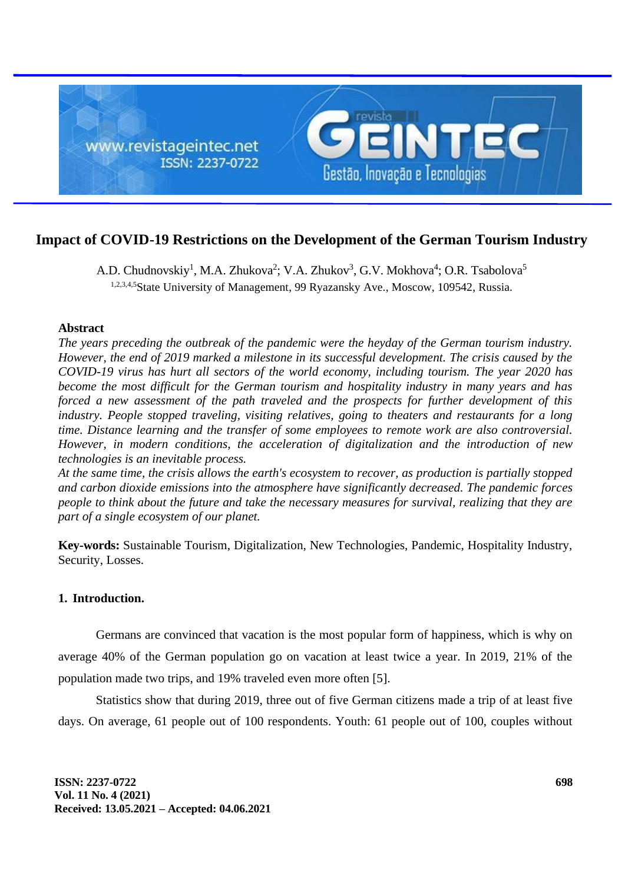# Impact of COVID-19 Restrictions on the Development of the German Tourism Industry

A.D. Chudnovskiy[1], M.A. Zhukova[2]; V.A. Zhukov[3], G.V. Mokhova[4]; O.R. Tsabolova[5]

[1,2,3,4,5]State University of Management, 99 Ryazansky Ave., Moscow, 109542, Russia.

**Abstract**

*The years preceding the outbreak of the pandemic were the heyday of the German tourism industry. However, the end of 2019 marked a milestone in its successful development. The crisis caused by the COVID-19 virus has hurt all sectors of the world economy, including tourism. The year 2020 has become the most difficult for the German tourism and hospitality industry in many years and has forced a new assessment of the path traveled and the prospects for further development of this industry. People stopped traveling, visiting relatives, going to theaters and restaurants for a long time. Distance learning and the transfer of some employees to remote work are also controversial. However, in modern conditions, the acceleration of digitalization and the introduction of new technologies is an inevitable process.*

*At the same time, the crisis allows the earth's ecosystem to recover, as production is partially stopped and carbon dioxide emissions into the atmosphere have significantly decreased. The pandemic forces people to think about the future and take the necessary measures for survival, realizing that they are part of a single ecosystem of our planet.*

**Key-words:** Sustainable Tourism, Digitalization, New Technologies, Pandemic, Hospitality Industry, Security, Losses.

## 1. Introduction.

Germans are convinced that vacation is the most popular form of happiness, which is why on average 40% of the German population go on vacation at least twice a year. In 2019, 21% of the population made two trips, and 19% traveled even more often [5].

Statistics show that during 2019, three out of five German citizens made a trip of at least five days. On average, 61 people out of 100 respondents. Youth: 61 people out of 100, couples without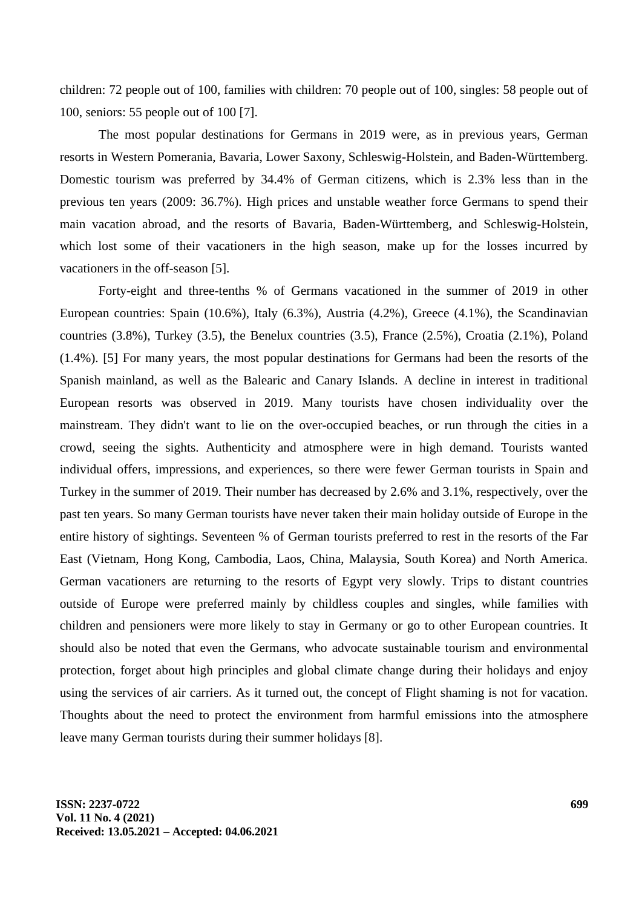children: 72 people out of 100, families with children: 70 people out of 100, singles: 58 people out of 100, seniors: 55 people out of 100 [7].

The most popular destinations for Germans in 2019 were, as in previous years, German resorts in Western Pomerania, Bavaria, Lower Saxony, Schleswig-Holstein, and Baden-Württemberg. Domestic tourism was preferred by 34.4% of German citizens, which is 2.3% less than in the previous ten years (2009: 36.7%). High prices and unstable weather force Germans to spend their main vacation abroad, and the resorts of Bavaria, Baden-Württemberg, and Schleswig-Holstein, which lost some of their vacationers in the high season, make up for the losses incurred by vacationers in the off-season [5].

Forty-eight and three-tenths % of Germans vacationed in the summer of 2019 in other European countries: Spain (10.6%), Italy (6.3%), Austria (4.2%), Greece (4.1%), the Scandinavian countries (3.8%), Turkey (3.5), the Benelux countries (3.5), France (2.5%), Croatia (2.1%), Poland (1.4%). [5] For many years, the most popular destinations for Germans had been the resorts of the Spanish mainland, as well as the Balearic and Canary Islands. A decline in interest in traditional European resorts was observed in 2019. Many tourists have chosen individuality over the mainstream. They didn't want to lie on the over-occupied beaches, or run through the cities in a crowd, seeing the sights. Authenticity and atmosphere were in high demand. Tourists wanted individual offers, impressions, and experiences, so there were fewer German tourists in Spain and Turkey in the summer of 2019. Their number has decreased by 2.6% and 3.1%, respectively, over the past ten years. So many German tourists have never taken their main holiday outside of Europe in the entire history of sightings. Seventeen % of German tourists preferred to rest in the resorts of the Far East (Vietnam, Hong Kong, Cambodia, Laos, China, Malaysia, South Korea) and North America. German vacationers are returning to the resorts of Egypt very slowly. Trips to distant countries outside of Europe were preferred mainly by childless couples and singles, while families with children and pensioners were more likely to stay in Germany or go to other European countries. It should also be noted that even the Germans, who advocate sustainable tourism and environmental protection, forget about high principles and global climate change during their holidays and enjoy using the services of air carriers. As it turned out, the concept of Flight shaming is not for vacation. Thoughts about the need to protect the environment from harmful emissions into the atmosphere leave many German tourists during their summer holidays [8].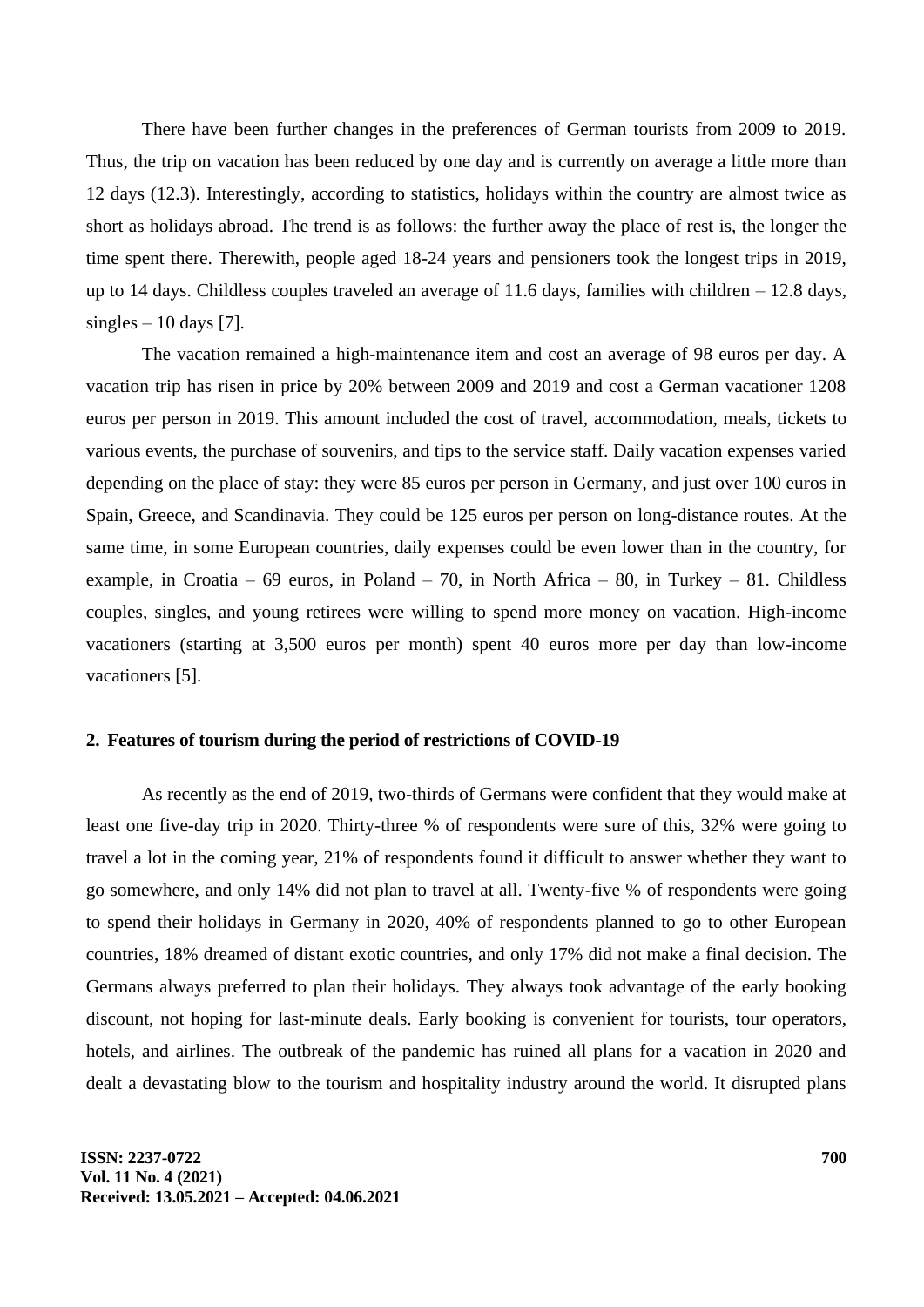There have been further changes in the preferences of German tourists from 2009 to 2019. Thus, the trip on vacation has been reduced by one day and is currently on average a little more than 12 days (12.3). Interestingly, according to statistics, holidays within the country are almost twice as short as holidays abroad. The trend is as follows: the further away the place of rest is, the longer the time spent there. Therewith, people aged 18-24 years and pensioners took the longest trips in 2019, up to 14 days. Childless couples traveled an average of 11.6 days, families with children – 12.8 days, singles – 10 days [7].

The vacation remained a high-maintenance item and cost an average of 98 euros per day. A vacation trip has risen in price by 20% between 2009 and 2019 and cost a German vacationer 1208 euros per person in 2019. This amount included the cost of travel, accommodation, meals, tickets to various events, the purchase of souvenirs, and tips to the service staff. Daily vacation expenses varied depending on the place of stay: they were 85 euros per person in Germany, and just over 100 euros in Spain, Greece, and Scandinavia. They could be 125 euros per person on long-distance routes. At the same time, in some European countries, daily expenses could be even lower than in the country, for example, in Croatia – 69 euros, in Poland – 70, in North Africa – 80, in Turkey – 81. Childless couples, singles, and young retirees were willing to spend more money on vacation. High-income vacationers (starting at 3,500 euros per month) spent 40 euros more per day than low-income vacationers [5].

## 2. Features of tourism during the period of restrictions of COVID-19

As recently as the end of 2019, two-thirds of Germans were confident that they would make at least one five-day trip in 2020. Thirty-three % of respondents were sure of this, 32% were going to travel a lot in the coming year, 21% of respondents found it difficult to answer whether they want to go somewhere, and only 14% did not plan to travel at all. Twenty-five % of respondents were going to spend their holidays in Germany in 2020, 40% of respondents planned to go to other European countries, 18% dreamed of distant exotic countries, and only 17% did not make a final decision. The Germans always preferred to plan their holidays. They always took advantage of the early booking discount, not hoping for last-minute deals. Early booking is convenient for tourists, tour operators, hotels, and airlines. The outbreak of the pandemic has ruined all plans for a vacation in 2020 and dealt a devastating blow to the tourism and hospitality industry around the world. It disrupted plans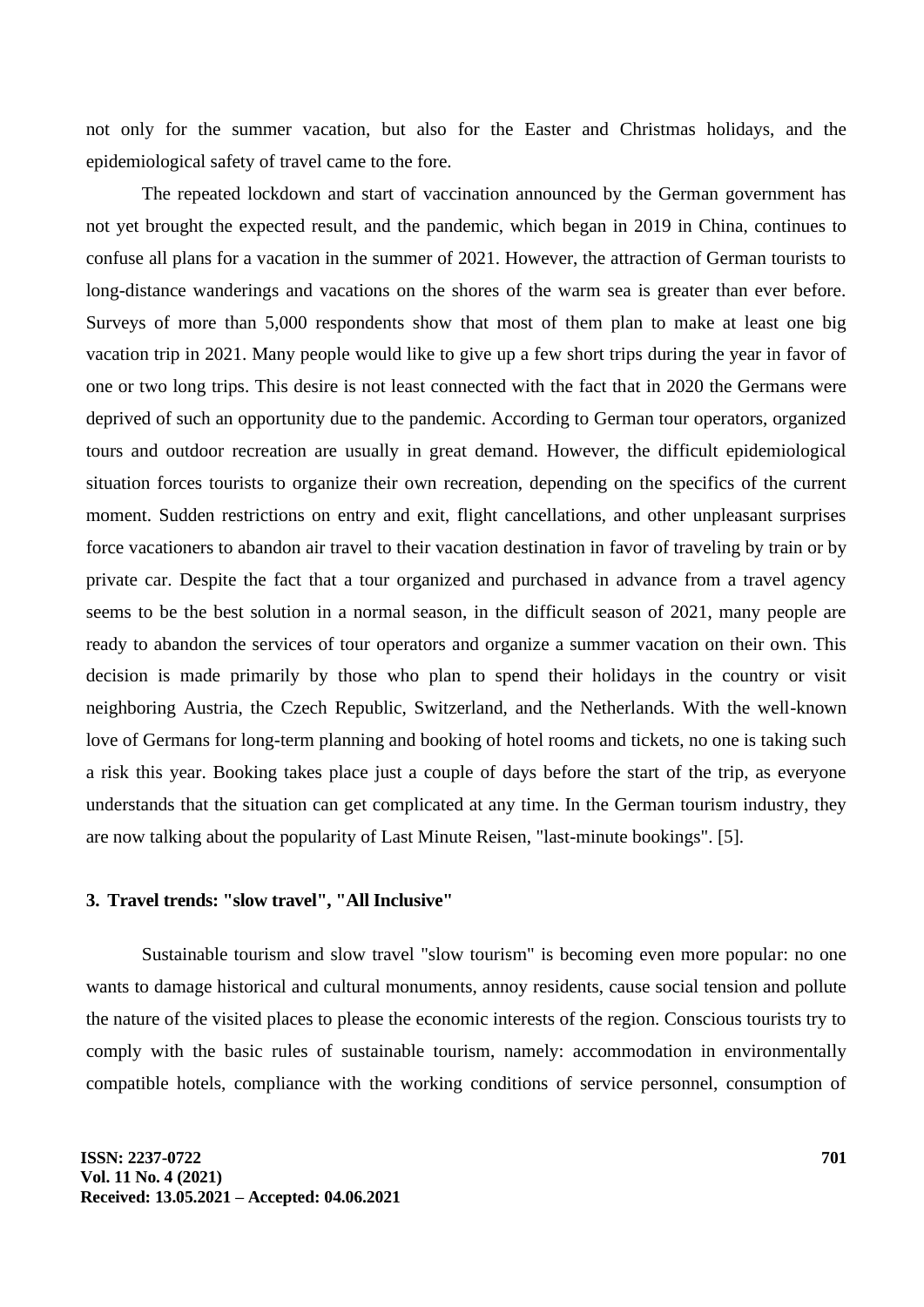not only for the summer vacation, but also for the Easter and Christmas holidays, and the epidemiological safety of travel came to the fore.

The repeated lockdown and start of vaccination announced by the German government has not yet brought the expected result, and the pandemic, which began in 2019 in China, continues to confuse all plans for a vacation in the summer of 2021. However, the attraction of German tourists to long-distance wanderings and vacations on the shores of the warm sea is greater than ever before. Surveys of more than 5,000 respondents show that most of them plan to make at least one big vacation trip in 2021. Many people would like to give up a few short trips during the year in favor of one or two long trips. This desire is not least connected with the fact that in 2020 the Germans were deprived of such an opportunity due to the pandemic. According to German tour operators, organized tours and outdoor recreation are usually in great demand. However, the difficult epidemiological situation forces tourists to organize their own recreation, depending on the specifics of the current moment. Sudden restrictions on entry and exit, flight cancellations, and other unpleasant surprises force vacationers to abandon air travel to their vacation destination in favor of traveling by train or by private car. Despite the fact that a tour organized and purchased in advance from a travel agency seems to be the best solution in a normal season, in the difficult season of 2021, many people are ready to abandon the services of tour operators and organize a summer vacation on their own. This decision is made primarily by those who plan to spend their holidays in the country or visit neighboring Austria, the Czech Republic, Switzerland, and the Netherlands. With the well-known love of Germans for long-term planning and booking of hotel rooms and tickets, no one is taking such a risk this year. Booking takes place just a couple of days before the start of the trip, as everyone understands that the situation can get complicated at any time. In the German tourism industry, they are now talking about the popularity of Last Minute Reisen, "last-minute bookings". [5].

## 3. Travel trends: "slow travel", "All Inclusive"

Sustainable tourism and slow travel "slow tourism" is becoming even more popular: no one wants to damage historical and cultural monuments, annoy residents, cause social tension and pollute the nature of the visited places to please the economic interests of the region. Conscious tourists try to comply with the basic rules of sustainable tourism, namely: accommodation in environmentally compatible hotels, compliance with the working conditions of service personnel, consumption of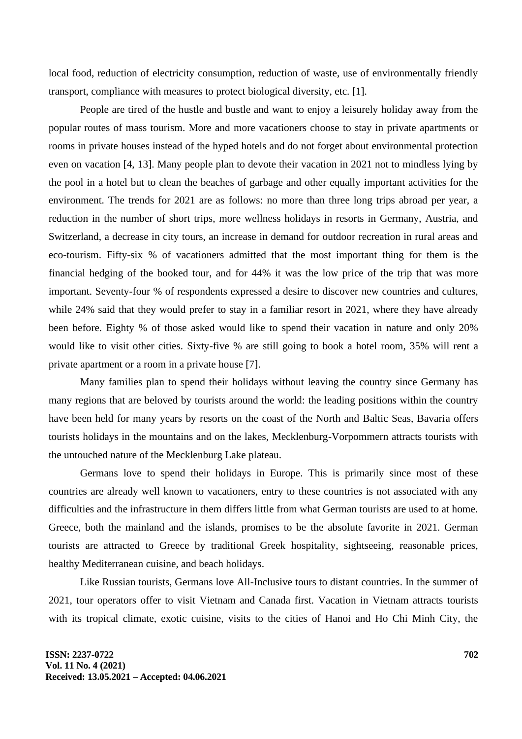local food, reduction of electricity consumption, reduction of waste, use of environmentally friendly transport, compliance with measures to protect biological diversity, etc. [1].

People are tired of the hustle and bustle and want to enjoy a leisurely holiday away from the popular routes of mass tourism. More and more vacationers choose to stay in private apartments or rooms in private houses instead of the hyped hotels and do not forget about environmental protection even on vacation [4, 13]. Many people plan to devote their vacation in 2021 not to mindless lying by the pool in a hotel but to clean the beaches of garbage and other equally important activities for the environment. The trends for 2021 are as follows: no more than three long trips abroad per year, a reduction in the number of short trips, more wellness holidays in resorts in Germany, Austria, and Switzerland, a decrease in city tours, an increase in demand for outdoor recreation in rural areas and eco-tourism. Fifty-six % of vacationers admitted that the most important thing for them is the financial hedging of the booked tour, and for 44% it was the low price of the trip that was more important. Seventy-four % of respondents expressed a desire to discover new countries and cultures, while 24% said that they would prefer to stay in a familiar resort in 2021, where they have already been before. Eighty % of those asked would like to spend their vacation in nature and only 20% would like to visit other cities. Sixty-five % are still going to book a hotel room, 35% will rent a private apartment or a room in a private house [7].

Many families plan to spend their holidays without leaving the country since Germany has many regions that are beloved by tourists around the world: the leading positions within the country have been held for many years by resorts on the coast of the North and Baltic Seas, Bavaria offers tourists holidays in the mountains and on the lakes, Mecklenburg-Vorpommern attracts tourists with the untouched nature of the Mecklenburg Lake plateau.

Germans love to spend their holidays in Europe. This is primarily since most of these countries are already well known to vacationers, entry to these countries is not associated with any difficulties and the infrastructure in them differs little from what German tourists are used to at home. Greece, both the mainland and the islands, promises to be the absolute favorite in 2021. German tourists are attracted to Greece by traditional Greek hospitality, sightseeing, reasonable prices, healthy Mediterranean cuisine, and beach holidays.

Like Russian tourists, Germans love All-Inclusive tours to distant countries. In the summer of 2021, tour operators offer to visit Vietnam and Canada first. Vacation in Vietnam attracts tourists with its tropical climate, exotic cuisine, visits to the cities of Hanoi and Ho Chi Minh City, the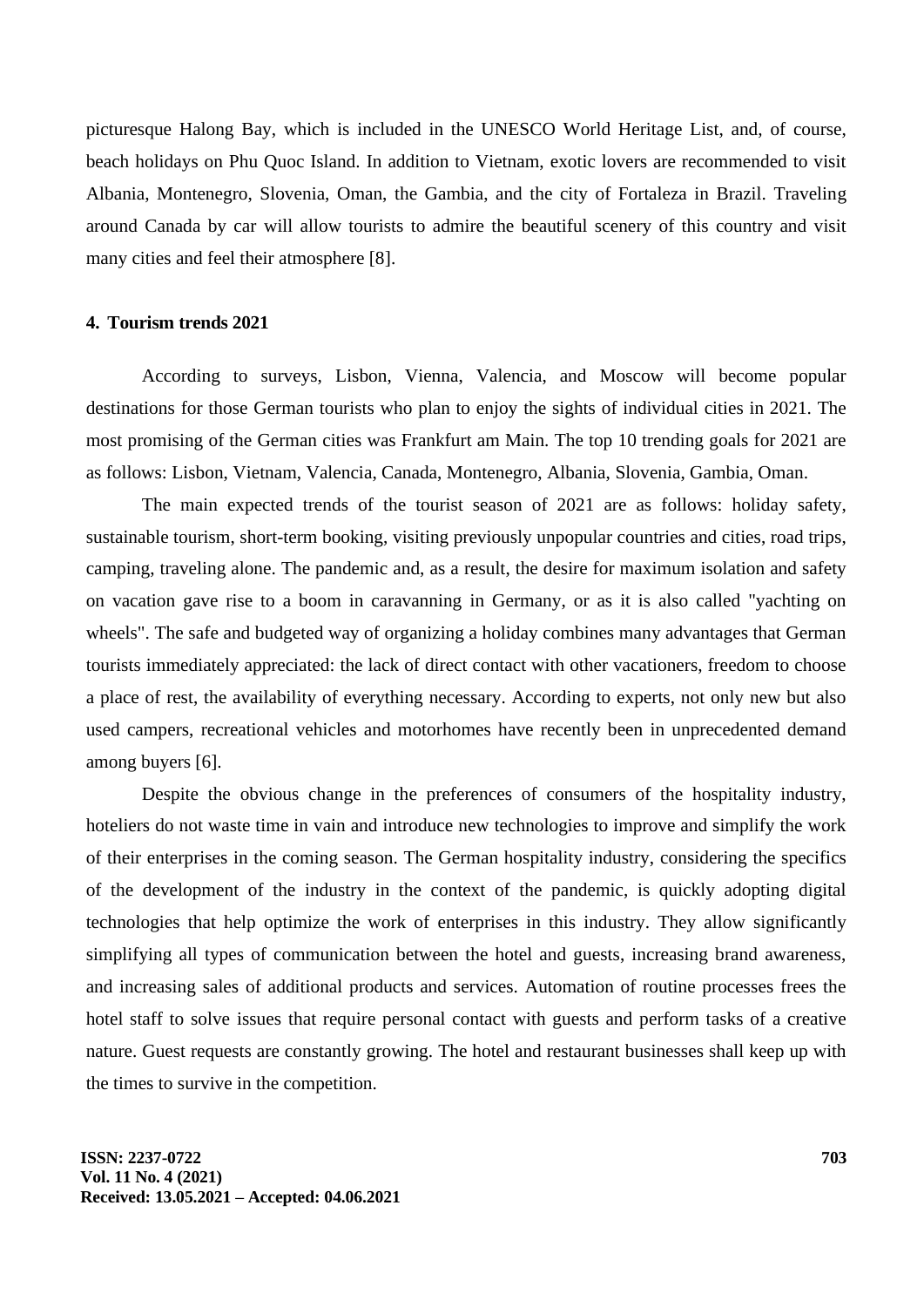picturesque Halong Bay, which is included in the UNESCO World Heritage List, and, of course, beach holidays on Phu Quoc Island. In addition to Vietnam, exotic lovers are recommended to visit Albania, Montenegro, Slovenia, Oman, the Gambia, and the city of Fortaleza in Brazil. Traveling around Canada by car will allow tourists to admire the beautiful scenery of this country and visit many cities and feel their atmosphere [8].

## 4. Tourism trends 2021

According to surveys, Lisbon, Vienna, Valencia, and Moscow will become popular destinations for those German tourists who plan to enjoy the sights of individual cities in 2021. The most promising of the German cities was Frankfurt am Main. The top 10 trending goals for 2021 are as follows: Lisbon, Vietnam, Valencia, Canada, Montenegro, Albania, Slovenia, Gambia, Oman.

The main expected trends of the tourist season of 2021 are as follows: holiday safety, sustainable tourism, short-term booking, visiting previously unpopular countries and cities, road trips, camping, traveling alone. The pandemic and, as a result, the desire for maximum isolation and safety on vacation gave rise to a boom in caravanning in Germany, or as it is also called "yachting on wheels". The safe and budgeted way of organizing a holiday combines many advantages that German tourists immediately appreciated: the lack of direct contact with other vacationers, freedom to choose a place of rest, the availability of everything necessary. According to experts, not only new but also used campers, recreational vehicles and motorhomes have recently been in unprecedented demand among buyers [6].

Despite the obvious change in the preferences of consumers of the hospitality industry, hoteliers do not waste time in vain and introduce new technologies to improve and simplify the work of their enterprises in the coming season. The German hospitality industry, considering the specifics of the development of the industry in the context of the pandemic, is quickly adopting digital technologies that help optimize the work of enterprises in this industry. They allow significantly simplifying all types of communication between the hotel and guests, increasing brand awareness, and increasing sales of additional products and services. Automation of routine processes frees the hotel staff to solve issues that require personal contact with guests and perform tasks of a creative nature. Guest requests are constantly growing. The hotel and restaurant businesses shall keep up with the times to survive in the competition.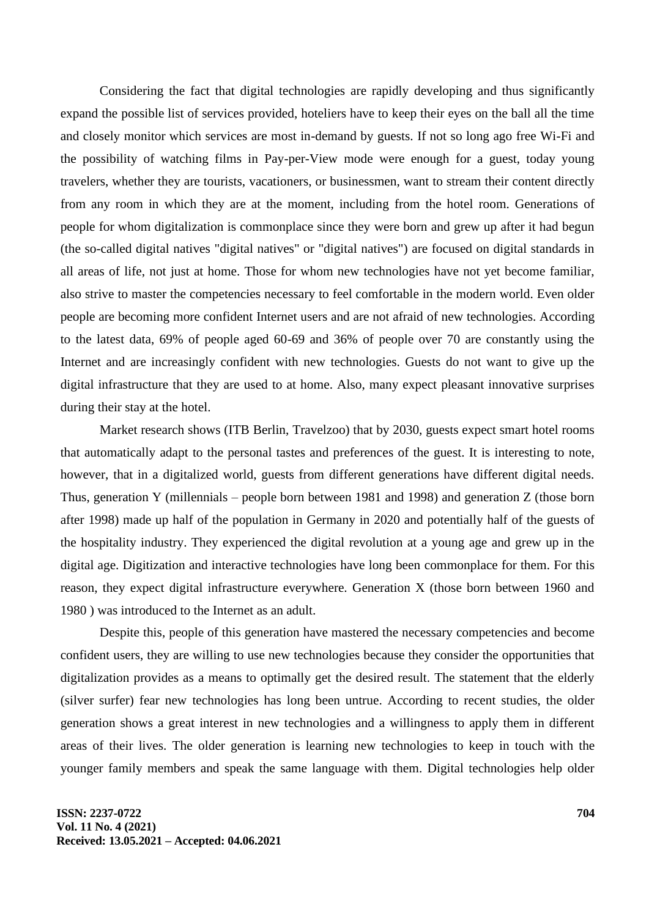Considering the fact that digital technologies are rapidly developing and thus significantly expand the possible list of services provided, hoteliers have to keep their eyes on the ball all the time and closely monitor which services are most in-demand by guests. If not so long ago free Wi-Fi and the possibility of watching films in Pay-per-View mode were enough for a guest, today young travelers, whether they are tourists, vacationers, or businessmen, want to stream their content directly from any room in which they are at the moment, including from the hotel room. Generations of people for whom digitalization is commonplace since they were born and grew up after it had begun (the so-called digital natives "digital natives" or "digital natives") are focused on digital standards in all areas of life, not just at home. Those for whom new technologies have not yet become familiar, also strive to master the competencies necessary to feel comfortable in the modern world. Even older people are becoming more confident Internet users and are not afraid of new technologies. According to the latest data, 69% of people aged 60-69 and 36% of people over 70 are constantly using the Internet and are increasingly confident with new technologies. Guests do not want to give up the digital infrastructure that they are used to at home. Also, many expect pleasant innovative surprises during their stay at the hotel.

Market research shows (ITB Berlin, Travelzoo) that by 2030, guests expect smart hotel rooms that automatically adapt to the personal tastes and preferences of the guest. It is interesting to note, however, that in a digitalized world, guests from different generations have different digital needs. Thus, generation Y (millennials – people born between 1981 and 1998) and generation Z (those born after 1998) made up half of the population in Germany in 2020 and potentially half of the guests of the hospitality industry. They experienced the digital revolution at a young age and grew up in the digital age. Digitization and interactive technologies have long been commonplace for them. For this reason, they expect digital infrastructure everywhere. Generation X (those born between 1960 and 1980 ) was introduced to the Internet as an adult.

Despite this, people of this generation have mastered the necessary competencies and become confident users, they are willing to use new technologies because they consider the opportunities that digitalization provides as a means to optimally get the desired result. The statement that the elderly (silver surfer) fear new technologies has long been untrue. According to recent studies, the older generation shows a great interest in new technologies and a willingness to apply them in different areas of their lives. The older generation is learning new technologies to keep in touch with the younger family members and speak the same language with them. Digital technologies help older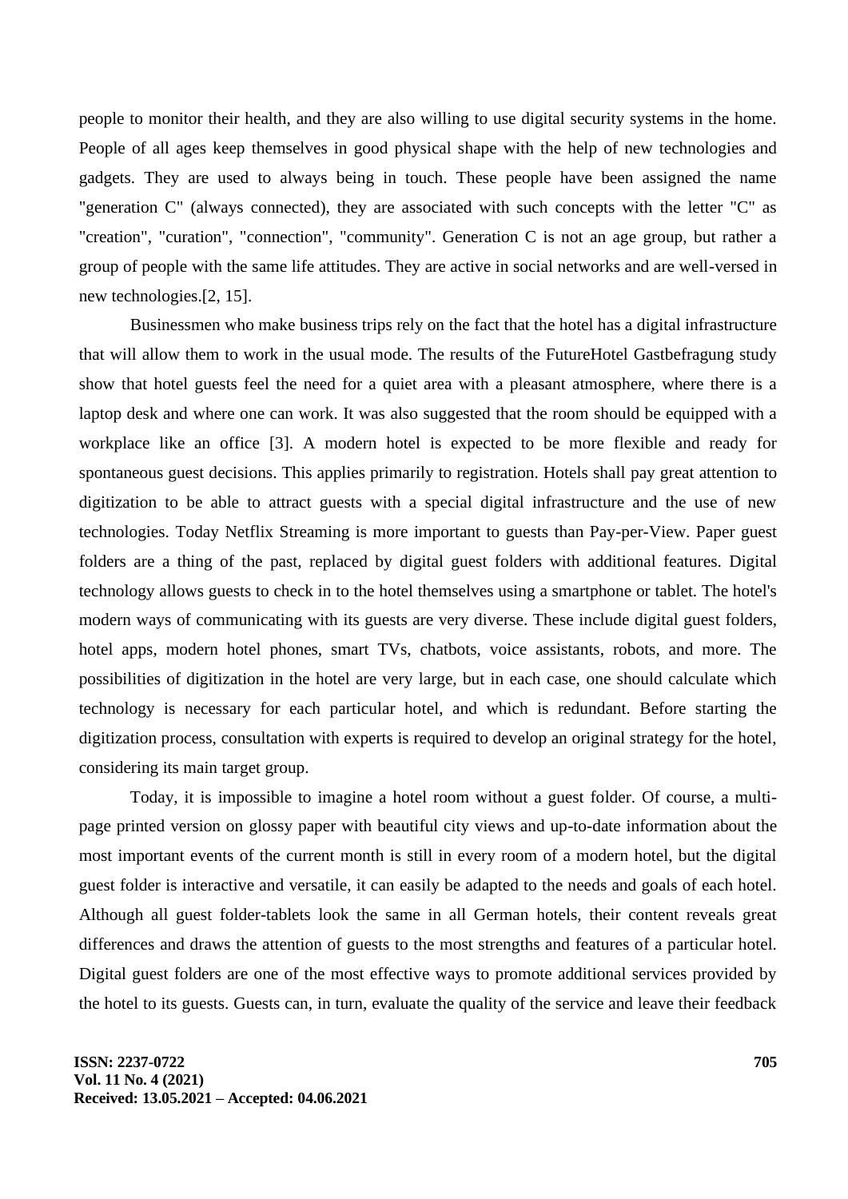people to monitor their health, and they are also willing to use digital security systems in the home. People of all ages keep themselves in good physical shape with the help of new technologies and gadgets. They are used to always being in touch. These people have been assigned the name "generation C" (always connected), they are associated with such concepts with the letter "C" as "creation", "curation", "connection", "community". Generation C is not an age group, but rather a group of people with the same life attitudes. They are active in social networks and are well-versed in new technologies.[2, 15].

Businessmen who make business trips rely on the fact that the hotel has a digital infrastructure that will allow them to work in the usual mode. The results of the FutureHotel Gastbefragung study show that hotel guests feel the need for a quiet area with a pleasant atmosphere, where there is a laptop desk and where one can work. It was also suggested that the room should be equipped with a workplace like an office [3]. A modern hotel is expected to be more flexible and ready for spontaneous guest decisions. This applies primarily to registration. Hotels shall pay great attention to digitization to be able to attract guests with a special digital infrastructure and the use of new technologies. Today Netflix Streaming is more important to guests than Pay-per-View. Paper guest folders are a thing of the past, replaced by digital guest folders with additional features. Digital technology allows guests to check in to the hotel themselves using a smartphone or tablet. The hotel's modern ways of communicating with its guests are very diverse. These include digital guest folders, hotel apps, modern hotel phones, smart TVs, chatbots, voice assistants, robots, and more. The possibilities of digitization in the hotel are very large, but in each case, one should calculate which technology is necessary for each particular hotel, and which is redundant. Before starting the digitization process, consultation with experts is required to develop an original strategy for the hotel, considering its main target group.

Today, it is impossible to imagine a hotel room without a guest folder. Of course, a multi-page printed version on glossy paper with beautiful city views and up-to-date information about the most important events of the current month is still in every room of a modern hotel, but the digital guest folder is interactive and versatile, it can easily be adapted to the needs and goals of each hotel. Although all guest folder-tablets look the same in all German hotels, their content reveals great differences and draws the attention of guests to the most strengths and features of a particular hotel. Digital guest folders are one of the most effective ways to promote additional services provided by the hotel to its guests. Guests can, in turn, evaluate the quality of the service and leave their feedback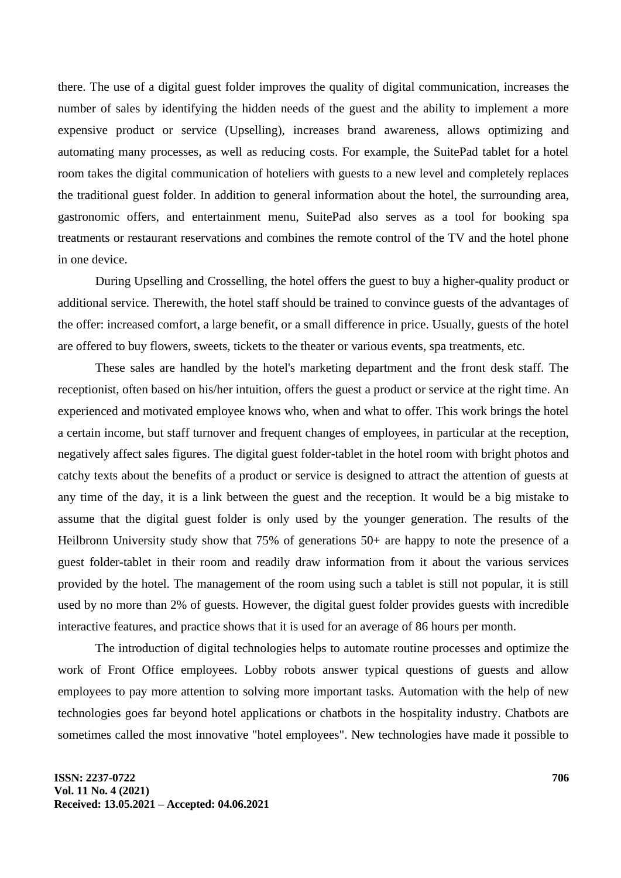there. The use of a digital guest folder improves the quality of digital communication, increases the number of sales by identifying the hidden needs of the guest and the ability to implement a more expensive product or service (Upselling), increases brand awareness, allows optimizing and automating many processes, as well as reducing costs. For example, the SuitePad tablet for a hotel room takes the digital communication of hoteliers with guests to a new level and completely replaces the traditional guest folder. In addition to general information about the hotel, the surrounding area, gastronomic offers, and entertainment menu, SuitePad also serves as a tool for booking spa treatments or restaurant reservations and combines the remote control of the TV and the hotel phone in one device.

During Upselling and Crosselling, the hotel offers the guest to buy a higher-quality product or additional service. Therewith, the hotel staff should be trained to convince guests of the advantages of the offer: increased comfort, a large benefit, or a small difference in price. Usually, guests of the hotel are offered to buy flowers, sweets, tickets to the theater or various events, spa treatments, etc.

These sales are handled by the hotel's marketing department and the front desk staff. The receptionist, often based on his/her intuition, offers the guest a product or service at the right time. An experienced and motivated employee knows who, when and what to offer. This work brings the hotel a certain income, but staff turnover and frequent changes of employees, in particular at the reception, negatively affect sales figures. The digital guest folder-tablet in the hotel room with bright photos and catchy texts about the benefits of a product or service is designed to attract the attention of guests at any time of the day, it is a link between the guest and the reception. It would be a big mistake to assume that the digital guest folder is only used by the younger generation. The results of the Heilbronn University study show that 75% of generations 50+ are happy to note the presence of a guest folder-tablet in their room and readily draw information from it about the various services provided by the hotel. The management of the room using such a tablet is still not popular, it is still used by no more than 2% of guests. However, the digital guest folder provides guests with incredible interactive features, and practice shows that it is used for an average of 86 hours per month.

The introduction of digital technologies helps to automate routine processes and optimize the work of Front Office employees. Lobby robots answer typical questions of guests and allow employees to pay more attention to solving more important tasks. Automation with the help of new technologies goes far beyond hotel applications or chatbots in the hospitality industry. Chatbots are sometimes called the most innovative "hotel employees". New technologies have made it possible to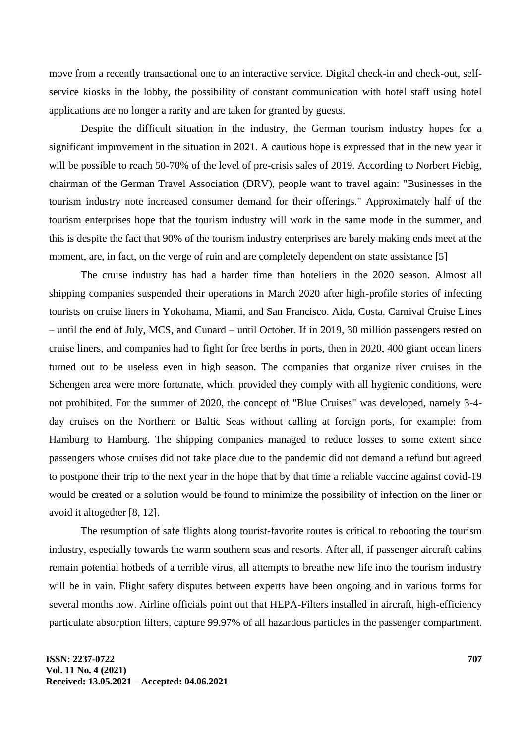move from a recently transactional one to an interactive service. Digital check-in and check-out, self-service kiosks in the lobby, the possibility of constant communication with hotel staff using hotel applications are no longer a rarity and are taken for granted by guests.

Despite the difficult situation in the industry, the German tourism industry hopes for a significant improvement in the situation in 2021. A cautious hope is expressed that in the new year it will be possible to reach 50-70% of the level of pre-crisis sales of 2019. According to Norbert Fiebig, chairman of the German Travel Association (DRV), people want to travel again: "Businesses in the tourism industry note increased consumer demand for their offerings." Approximately half of the tourism enterprises hope that the tourism industry will work in the same mode in the summer, and this is despite the fact that 90% of the tourism industry enterprises are barely making ends meet at the moment, are, in fact, on the verge of ruin and are completely dependent on state assistance [5]

The cruise industry has had a harder time than hoteliers in the 2020 season. Almost all shipping companies suspended their operations in March 2020 after high-profile stories of infecting tourists on cruise liners in Yokohama, Miami, and San Francisco. Aida, Costa, Carnival Cruise Lines – until the end of July, MCS, and Cunard – until October. If in 2019, 30 million passengers rested on cruise liners, and companies had to fight for free berths in ports, then in 2020, 400 giant ocean liners turned out to be useless even in high season. The companies that organize river cruises in the Schengen area were more fortunate, which, provided they comply with all hygienic conditions, were not prohibited. For the summer of 2020, the concept of "Blue Cruises" was developed, namely 3-4-day cruises on the Northern or Baltic Seas without calling at foreign ports, for example: from Hamburg to Hamburg. The shipping companies managed to reduce losses to some extent since passengers whose cruises did not take place due to the pandemic did not demand a refund but agreed to postpone their trip to the next year in the hope that by that time a reliable vaccine against covid-19 would be created or a solution would be found to minimize the possibility of infection on the liner or avoid it altogether [8, 12].

The resumption of safe flights along tourist-favorite routes is critical to rebooting the tourism industry, especially towards the warm southern seas and resorts. After all, if passenger aircraft cabins remain potential hotbeds of a terrible virus, all attempts to breathe new life into the tourism industry will be in vain. Flight safety disputes between experts have been ongoing and in various forms for several months now. Airline officials point out that HEPA-Filters installed in aircraft, high-efficiency particulate absorption filters, capture 99.97% of all hazardous particles in the passenger compartment.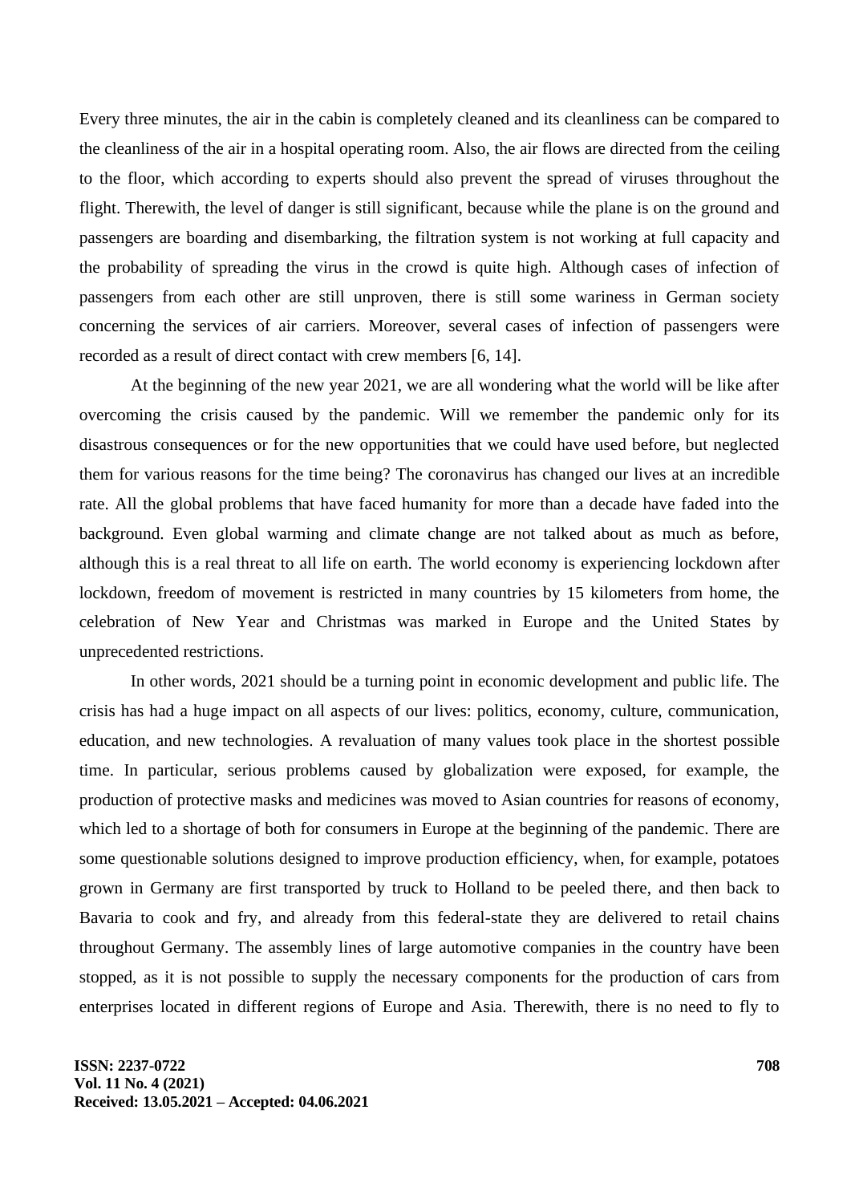Every three minutes, the air in the cabin is completely cleaned and its cleanliness can be compared to the cleanliness of the air in a hospital operating room. Also, the air flows are directed from the ceiling to the floor, which according to experts should also prevent the spread of viruses throughout the flight. Therewith, the level of danger is still significant, because while the plane is on the ground and passengers are boarding and disembarking, the filtration system is not working at full capacity and the probability of spreading the virus in the crowd is quite high. Although cases of infection of passengers from each other are still unproven, there is still some wariness in German society concerning the services of air carriers. Moreover, several cases of infection of passengers were recorded as a result of direct contact with crew members [6, 14].

At the beginning of the new year 2021, we are all wondering what the world will be like after overcoming the crisis caused by the pandemic. Will we remember the pandemic only for its disastrous consequences or for the new opportunities that we could have used before, but neglected them for various reasons for the time being? The coronavirus has changed our lives at an incredible rate. All the global problems that have faced humanity for more than a decade have faded into the background. Even global warming and climate change are not talked about as much as before, although this is a real threat to all life on earth. The world economy is experiencing lockdown after lockdown, freedom of movement is restricted in many countries by 15 kilometers from home, the celebration of New Year and Christmas was marked in Europe and the United States by unprecedented restrictions.

In other words, 2021 should be a turning point in economic development and public life. The crisis has had a huge impact on all aspects of our lives: politics, economy, culture, communication, education, and new technologies. A revaluation of many values took place in the shortest possible time. In particular, serious problems caused by globalization were exposed, for example, the production of protective masks and medicines was moved to Asian countries for reasons of economy, which led to a shortage of both for consumers in Europe at the beginning of the pandemic. There are some questionable solutions designed to improve production efficiency, when, for example, potatoes grown in Germany are first transported by truck to Holland to be peeled there, and then back to Bavaria to cook and fry, and already from this federal-state they are delivered to retail chains throughout Germany. The assembly lines of large automotive companies in the country have been stopped, as it is not possible to supply the necessary components for the production of cars from enterprises located in different regions of Europe and Asia. Therewith, there is no need to fly to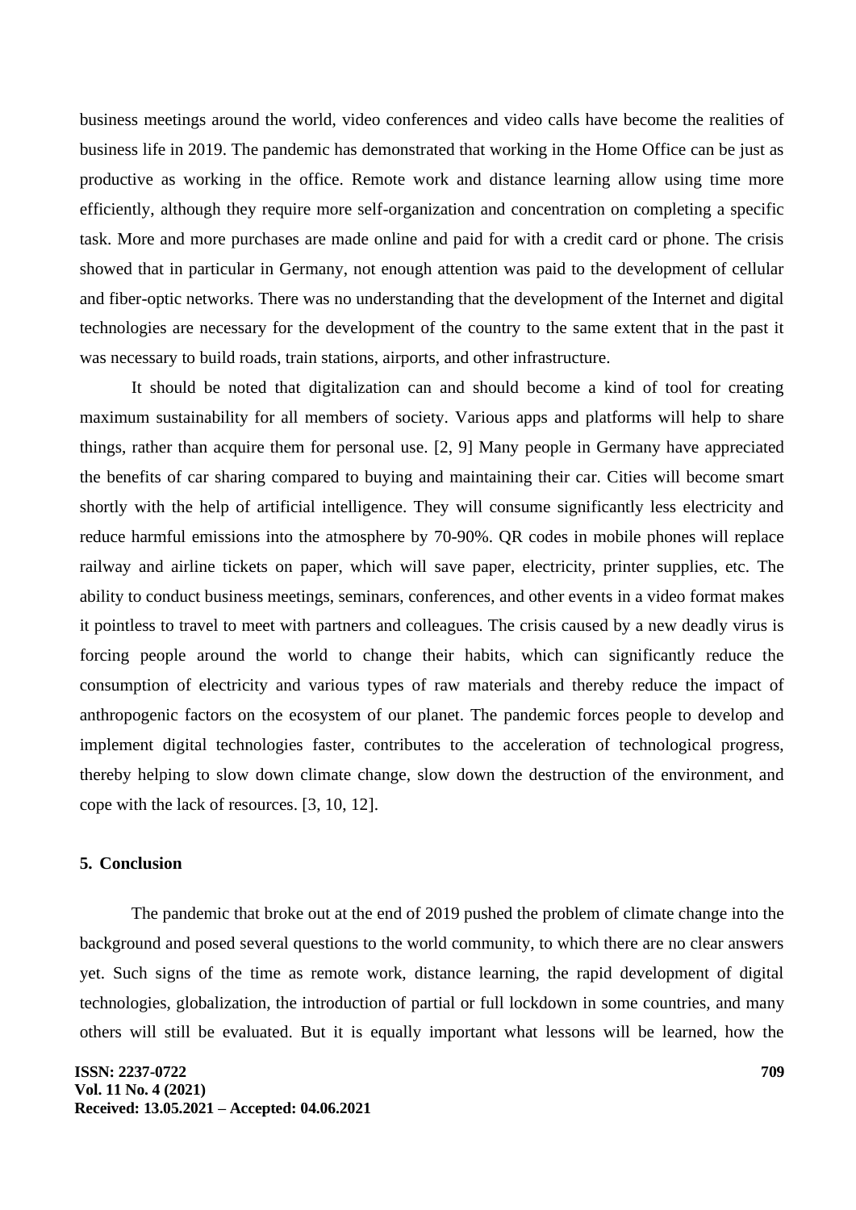business meetings around the world, video conferences and video calls have become the realities of business life in 2019. The pandemic has demonstrated that working in the Home Office can be just as productive as working in the office. Remote work and distance learning allow using time more efficiently, although they require more self-organization and concentration on completing a specific task. More and more purchases are made online and paid for with a credit card or phone. The crisis showed that in particular in Germany, not enough attention was paid to the development of cellular and fiber-optic networks. There was no understanding that the development of the Internet and digital technologies are necessary for the development of the country to the same extent that in the past it was necessary to build roads, train stations, airports, and other infrastructure.

It should be noted that digitalization can and should become a kind of tool for creating maximum sustainability for all members of society. Various apps and platforms will help to share things, rather than acquire them for personal use. [2, 9] Many people in Germany have appreciated the benefits of car sharing compared to buying and maintaining their car. Cities will become smart shortly with the help of artificial intelligence. They will consume significantly less electricity and reduce harmful emissions into the atmosphere by 70-90%. QR codes in mobile phones will replace railway and airline tickets on paper, which will save paper, electricity, printer supplies, etc. The ability to conduct business meetings, seminars, conferences, and other events in a video format makes it pointless to travel to meet with partners and colleagues. The crisis caused by a new deadly virus is forcing people around the world to change their habits, which can significantly reduce the consumption of electricity and various types of raw materials and thereby reduce the impact of anthropogenic factors on the ecosystem of our planet. The pandemic forces people to develop and implement digital technologies faster, contributes to the acceleration of technological progress, thereby helping to slow down climate change, slow down the destruction of the environment, and cope with the lack of resources. [3, 10, 12].

## 5. Conclusion

The pandemic that broke out at the end of 2019 pushed the problem of climate change into the background and posed several questions to the world community, to which there are no clear answers yet. Such signs of the time as remote work, distance learning, the rapid development of digital technologies, globalization, the introduction of partial or full lockdown in some countries, and many others will still be evaluated. But it is equally important what lessons will be learned, how the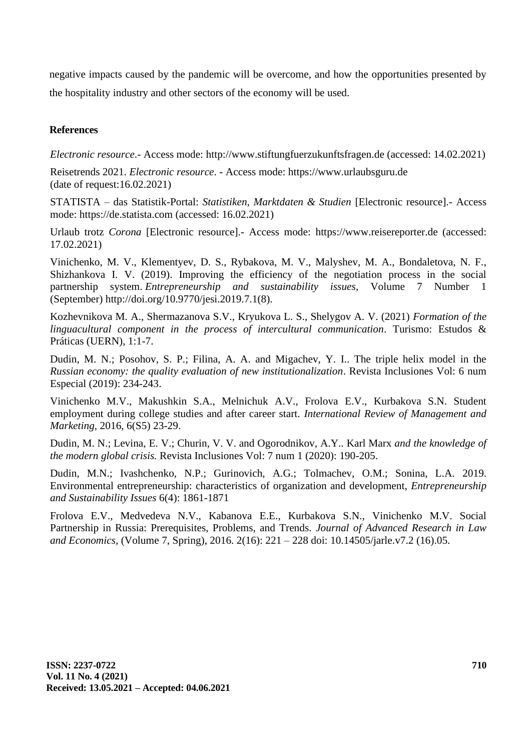negative impacts caused by the pandemic will be overcome, and how the opportunities presented by the hospitality industry and other sectors of the economy will be used.

**References**

*Electronic resource*.- Access mode: http://www.stiftungfuerzukunftsfragen.de (accessed: 14.02.2021)

Reisetrends 2021. *Electronic resource*. - Access mode: https://www.urlaubsguru.de
(date of request:16.02.2021)

STATISTA – das Statistik-Portal: *Statistiken, Marktdaten & Studien* [Electronic resource].- Access mode: https://de.statista.com (accessed: 16.02.2021)

Urlaub trotz *Corona* [Electronic resource].- Access mode: https://www.reisereporter.de (accessed: 17.02.2021)

Vinichenko, M. V., Klementyev, D. S., Rybakova, M. V., Malyshev, M. A., Bondaletova, N. F., Shizhankova I. V. (2019). Improving the efficiency of the negotiation process in the social partnership system. *Entrepreneurship and sustainability issues*, Volume 7 Number 1 (September) http://doi.org/10.9770/jesi.2019.7.1(8).

Kozhevnikova M. A., Shermazanova S.V., Kryukova L. S., Shelygov A. V. (2021) *Formation of the linguacultural component in the process of intercultural communication*. Turismo: Estudos & Práticas (UERN), 1:1-7.

Dudin, M. N.; Posohov, S. P.; Filina, A. A. and Migachev, Y. I.. The triple helix model in the *Russian economy: the quality evaluation of new institutionalization*. Revista Inclusiones Vol: 6 num Especial (2019): 234-243.

Vinichenko M.V., Makushkin S.A., Melnichuk A.V., Frolova E.V., Kurbakova S.N. Student employment during college studies and after career start. *International Review of Management and Marketing*, 2016, 6(S5) 23-29.

Dudin, M. N.; Levina, E. V.; Churin, V. V. and Ogorodnikov, A.Y.. Karl Marx *and the knowledge of the modern global crisis.* Revista Inclusiones Vol: 7 num 1 (2020): 190-205.

Dudin, M.N.; Ivashchenko, N.P.; Gurinovich, A.G.; Tolmachev, O.M.; Sonina, L.A. 2019. Environmental entrepreneurship: characteristics of organization and development, *Entrepreneurship and Sustainability Issues* 6(4): 1861-1871

Frolova E.V., Medvedeva N.V., Kabanova E.E., Kurbakova S.N., Vinichenko M.V. Social Partnership in Russia: Prerequisites, Problems, and Trends. *Journal of Advanced Research in Law and Economics*, (Volume 7, Spring), 2016. 2(16): 221 – 228 doi: 10.14505/jarle.v7.2 (16).05.